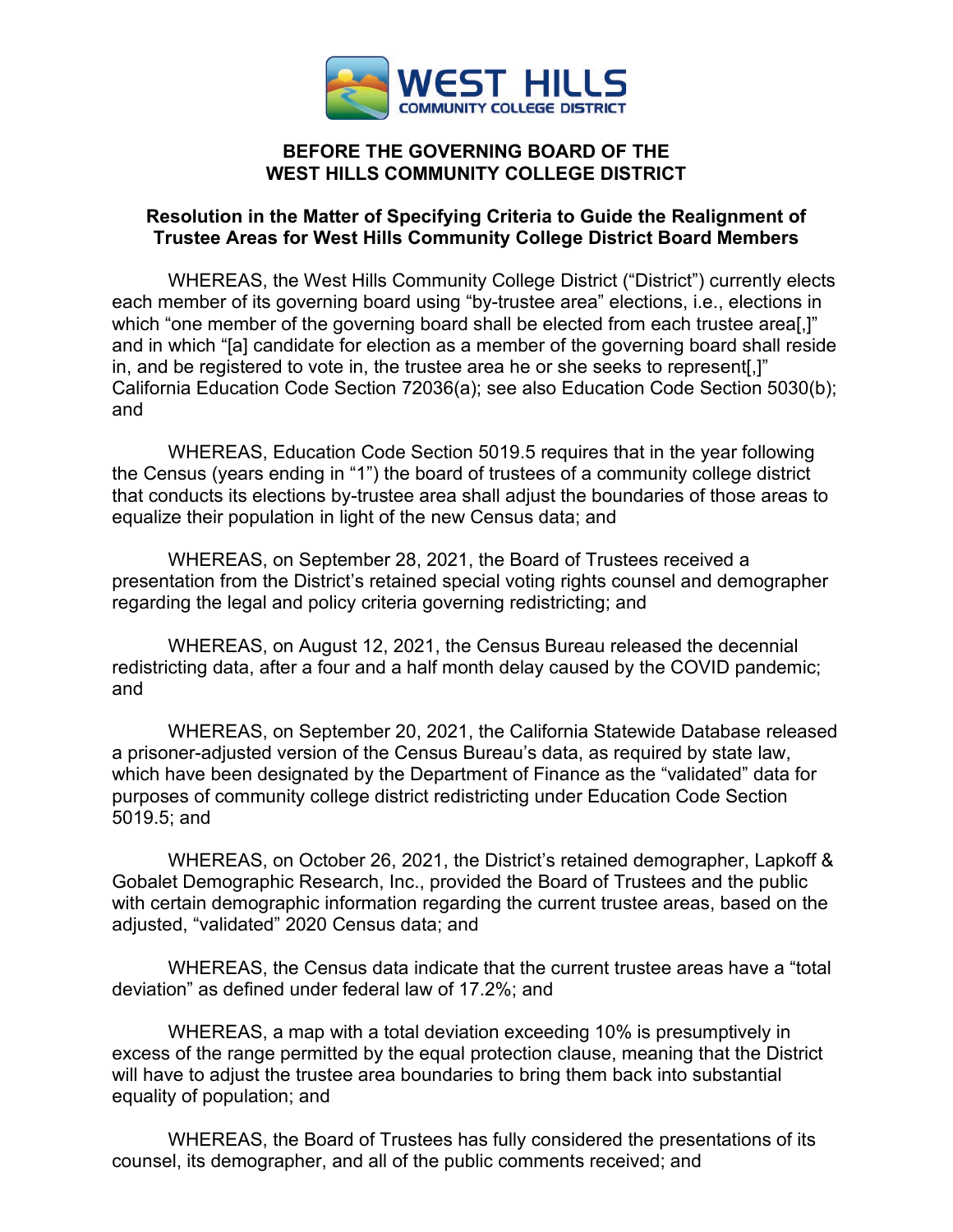**BEFORE THE GOVERNING BOARD OF THE**
**WEST HILLS COMMUNITY COLLEGE DISTRICT**

**Resolution in the Matter of Specifying Criteria to Guide the Realignment of Trustee Areas for West Hills Community College District Board Members**

WHEREAS, the West Hills Community College District ("District") currently elects each member of its governing board using "by-trustee area" elections, i.e., elections in which "one member of the governing board shall be elected from each trustee area[,]" and in which "[a] candidate for election as a member of the governing board shall reside in, and be registered to vote in, the trustee area he or she seeks to represent[,]" California Education Code Section 72036(a); see also Education Code Section 5030(b); and

WHEREAS, Education Code Section 5019.5 requires that in the year following the Census (years ending in "1") the board of trustees of a community college district that conducts its elections by-trustee area shall adjust the boundaries of those areas to equalize their population in light of the new Census data; and

WHEREAS, on September 28, 2021, the Board of Trustees received a presentation from the District's retained special voting rights counsel and demographer regarding the legal and policy criteria governing redistricting; and

WHEREAS, on August 12, 2021, the Census Bureau released the decennial redistricting data, after a four and a half month delay caused by the COVID pandemic; and

WHEREAS, on September 20, 2021, the California Statewide Database released a prisoner-adjusted version of the Census Bureau's data, as required by state law, which have been designated by the Department of Finance as the "validated" data for purposes of community college district redistricting under Education Code Section 5019.5; and

WHEREAS, on October 26, 2021, the District's retained demographer, Lapkoff & Gobalet Demographic Research, Inc., provided the Board of Trustees and the public with certain demographic information regarding the current trustee areas, based on the adjusted, "validated" 2020 Census data; and

WHEREAS, the Census data indicate that the current trustee areas have a "total deviation" as defined under federal law of 17.2%; and

WHEREAS, a map with a total deviation exceeding 10% is presumptively in excess of the range permitted by the equal protection clause, meaning that the District will have to adjust the trustee area boundaries to bring them back into substantial equality of population; and

WHEREAS, the Board of Trustees has fully considered the presentations of its counsel, its demographer, and all of the public comments received; and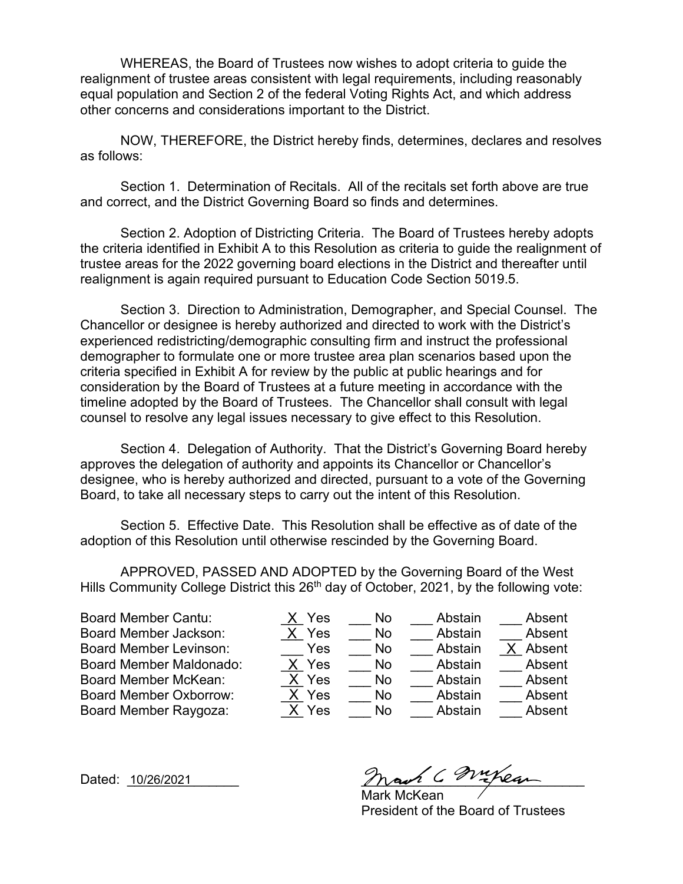WHEREAS, the Board of Trustees now wishes to adopt criteria to guide the realignment of trustee areas consistent with legal requirements, including reasonably equal population and Section 2 of the federal Voting Rights Act, and which address other concerns and considerations important to the District.

NOW, THEREFORE, the District hereby finds, determines, declares and resolves as follows:

Section 1. Determination of Recitals. All of the recitals set forth above are true and correct, and the District Governing Board so finds and determines.

Section 2. Adoption of Districting Criteria. The Board of Trustees hereby adopts the criteria identified in Exhibit A to this Resolution as criteria to guide the realignment of trustee areas for the 2022 governing board elections in the District and thereafter until realignment is again required pursuant to Education Code Section 5019.5.

Section 3. Direction to Administration, Demographer, and Special Counsel. The Chancellor or designee is hereby authorized and directed to work with the District's experienced redistricting/demographic consulting firm and instruct the professional demographer to formulate one or more trustee area plan scenarios based upon the criteria specified in Exhibit A for review by the public at public hearings and for consideration by the Board of Trustees at a future meeting in accordance with the timeline adopted by the Board of Trustees. The Chancellor shall consult with legal counsel to resolve any legal issues necessary to give effect to this Resolution.

Section 4. Delegation of Authority. That the District's Governing Board hereby approves the delegation of authority and appoints its Chancellor or Chancellor's designee, who is hereby authorized and directed, pursuant to a vote of the Governing Board, to take all necessary steps to carry out the intent of this Resolution.

Section 5. Effective Date. This Resolution shall be effective as of date of the adoption of this Resolution until otherwise rescinded by the Governing Board.

APPROVED, PASSED AND ADOPTED by the Governing Board of the West Hills Community College District this 26th day of October, 2021, by the following vote:

| | Yes | No | Abstain | Absent |
|---|---|---|---|---|
| Board Member Cantu: | X | | | |
| Board Member Jackson: | X | | | |
| Board Member Levinson: | | | | X |
| Board Member Maldonado: | X | | | |
| Board Member McKean: | X | | | |
| Board Member Oxborrow: | X | | | |
| Board Member Raygoza: | X | | | |

Dated: 10/26/2021

Mark McKean
President of the Board of Trustees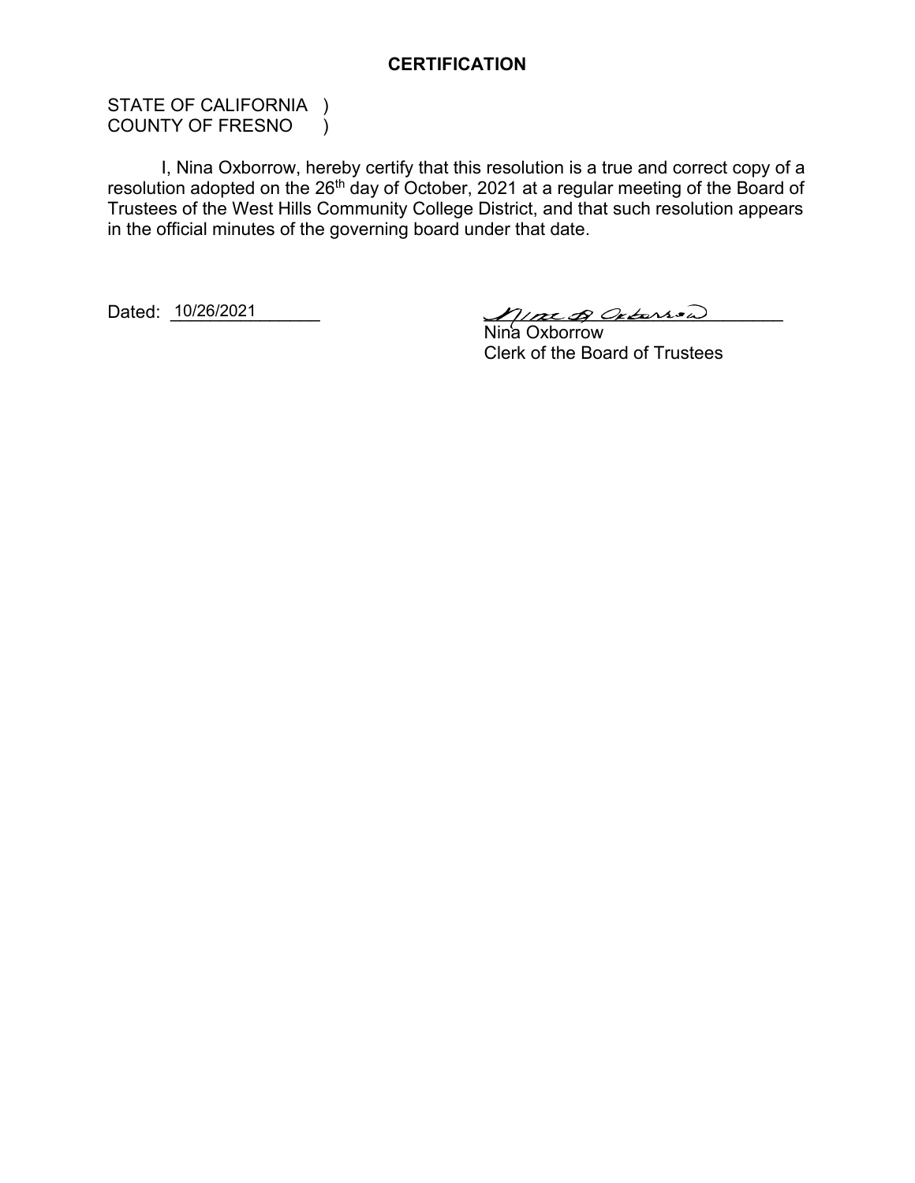# CERTIFICATION

STATE OF CALIFORNIA )
COUNTY OF FRESNO )

I, Nina Oxborrow, hereby certify that this resolution is a true and correct copy of a resolution adopted on the 26th day of October, 2021 at a regular meeting of the Board of Trustees of the West Hills Community College District, and that such resolution appears in the official minutes of the governing board under that date.

Dated: 10/26/2021

Nina Oxborrow
Clerk of the Board of Trustees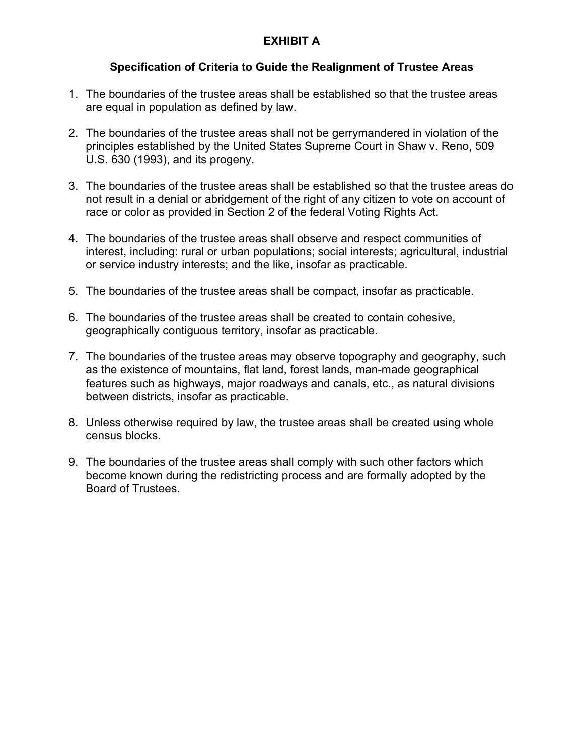# EXHIBIT A

## Specification of Criteria to Guide the Realignment of Trustee Areas

1. The boundaries of the trustee areas shall be established so that the trustee areas are equal in population as defined by law.

2. The boundaries of the trustee areas shall not be gerrymandered in violation of the principles established by the United States Supreme Court in Shaw v. Reno, 509 U.S. 630 (1993), and its progeny.

3. The boundaries of the trustee areas shall be established so that the trustee areas do not result in a denial or abridgement of the right of any citizen to vote on account of race or color as provided in Section 2 of the federal Voting Rights Act.

4. The boundaries of the trustee areas shall observe and respect communities of interest, including: rural or urban populations; social interests; agricultural, industrial or service industry interests; and the like, insofar as practicable.

5. The boundaries of the trustee areas shall be compact, insofar as practicable.

6. The boundaries of the trustee areas shall be created to contain cohesive, geographically contiguous territory, insofar as practicable.

7. The boundaries of the trustee areas may observe topography and geography, such as the existence of mountains, flat land, forest lands, man-made geographical features such as highways, major roadways and canals, etc., as natural divisions between districts, insofar as practicable.

8. Unless otherwise required by law, the trustee areas shall be created using whole census blocks.

9. The boundaries of the trustee areas shall comply with such other factors which become known during the redistricting process and are formally adopted by the Board of Trustees.